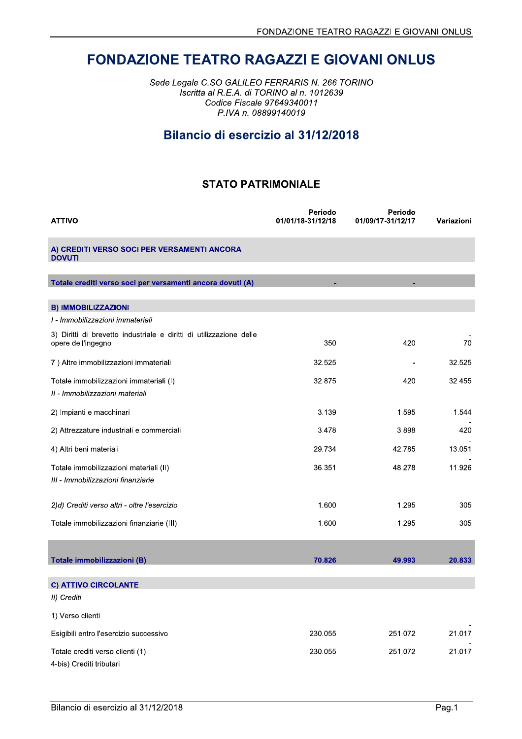# FONDAZIONE TEATRO RAGAZZI E GIOVANI ONLUS

*Sede Legale C.SO GALILEO FERRARIS N. 266 TORINO*
*Iscritta al R.E.A. di TORINO al n. 1012639*
*Codice Fiscale 97649340011*
*P.IVA n. 08899140019*

## Bilancio di esercizio al 31/12/2018

### STATO PATRIMONIALE

| ATTIVO | Periodo 01/01/18-31/12/18 | Periodo 01/09/17-31/12/17 | Variazioni |
|---|---|---|---|
| **A) CREDITI VERSO SOCI PER VERSAMENTI ANCORA DOVUTI** | | | |
| **Totale crediti verso soci per versamenti ancora dovuti (A)** | - | - | |
| **B) IMMOBILIZZAZIONI** | | | |
| *I - Immobilizzazioni immateriali* | | | |
| 3) Diritti di brevetto industriale e diritti di utilizzazione delle opere dell'ingegno | 350 | 420 | -70 |
| 7 ) Altre immobilizzazioni immateriali | 32.525 | - | 32.525 |
| Totale immobilizzazioni immateriali (I) | 32.875 | 420 | 32.455 |
| *II - Immobilizzazioni materiali* | | | |
| 2) Impianti e macchinari | 3.139 | 1.595 | 1.544 |
| 2) Attrezzature industriali e commerciali | 3.478 | 3.898 | -420 |
| 4) Altri beni materiali | 29.734 | 42.785 | -13.051 |
| Totale immobilizzazioni materiali (II) | 36.351 | 48.278 | -11.926 |
| *III - Immobilizzazioni finanziarie* | | | |
| *2)d) Crediti verso altri - oltre l'esercizio* | 1.600 | 1.295 | 305 |
| Totale immobilizzazioni finanziarie (III) | 1.600 | 1.295 | 305 |
| **Totale immobilizzazioni (B)** | **70.826** | **49.993** | **20.833** |
| **C) ATTIVO CIRCOLANTE** | | | |
| *II) Crediti* | | | |
| 1) Verso clienti | | | |
| Esigibili entro l'esercizio successivo | 230.055 | 251.072 | -21.017 |
| Totale crediti verso clienti (1) | 230.055 | 251.072 | -21.017 |
| 4-bis) Crediti tributari | | | |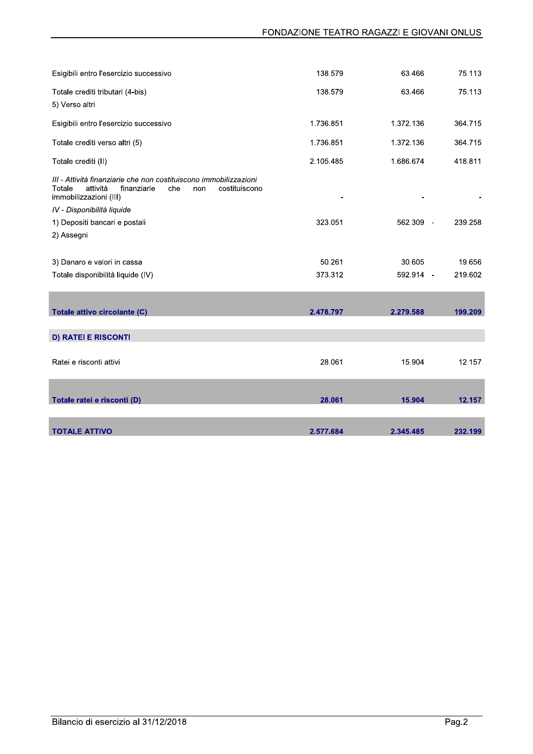| | | | |
|---|---|---|---|
| Esigibili entro l'esercizio successivo | 138.579 | 63.466 | 75.113 |
| Totale crediti tributari (4-bis) | 138.579 | 63.466 | 75.113 |
| 5) Verso altri | | | |
| Esigibili entro l'esercizio successivo | 1.736.851 | 1.372.136 | 364.715 |
| Totale crediti verso altri (5) | 1.736.851 | 1.372.136 | 364.715 |
| Totale crediti (II) | 2.105.485 | 1.686.674 | 418.811 |
| *III - Attività finanziarie che non costituiscono immobilizzazioni* | | | |
| Totale attività finanziarie che non costituiscono immobilizzazioni (III) | - | - | - |
| *IV - Disponibilità liquide* | | | |
| 1) Depositi bancari e postali | 323.051 | 562.309 | - 239.258 |
| 2) Assegni | | | |
| 3) Danaro e valori in cassa | 50.261 | 30.605 | 19.656 |
| Totale disponibilità liquide (IV) | 373.312 | 592.914 | - 219.602 |
| **Totale attivo circolante (C)** | **2.478.797** | **2.279.588** | **199.209** |
| **D) RATEI E RISCONTI** | | | |
| Ratei e risconti attivi | 28.061 | 15.904 | 12.157 |
| **Totale ratei e risconti (D)** | **28.061** | **15.904** | **12.157** |
| **TOTALE ATTIVO** | **2.577.684** | **2.345.485** | **232.199** |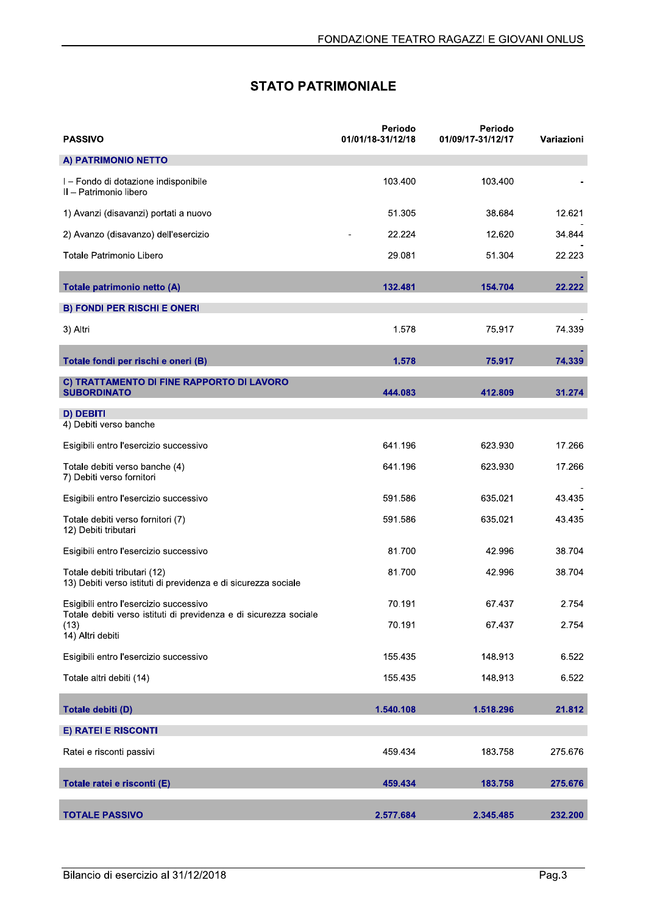## STATO PATRIMONIALE

| PASSIVO | Periodo 01/01/18-31/12/18 | Periodo 01/09/17-31/12/17 | Variazioni |
|---|---|---|---|
| **A) PATRIMONIO NETTO** | | | |
| I – Fondo di dotazione indisponibile | 103.400 | 103.400 | - |
| II – Patrimonio libero | | | |
| 1) Avanzi (disavanzi) portati a nuovo | 51.305 | 38.684 | 12.621 |
| 2) Avanzo (disavanzo) dell'esercizio | - 22.224 | 12.620 | - 34.844 |
| Totale Patrimonio Libero | 29.081 | 51.304 | - 22.223 |
| **Totale patrimonio netto (A)** | **132.481** | **154.704** | **- 22.222** |
| **B) FONDI PER RISCHI E ONERI** | | | |
| 3) Altri | 1.578 | 75.917 | - 74.339 |
| **Totale fondi per rischi e oneri (B)** | **1.578** | **75.917** | **- 74.339** |
| **C) TRATTAMENTO DI FINE RAPPORTO DI LAVORO SUBORDINATO** | **444.083** | **412.809** | **31.274** |
| **D) DEBITI** | | | |
| 4) Debiti verso banche | | | |
| Esigibili entro l'esercizio successivo | 641.196 | 623.930 | 17.266 |
| Totale debiti verso banche (4) | 641.196 | 623.930 | 17.266 |
| 7) Debiti verso fornitori | | | |
| Esigibili entro l'esercizio successivo | 591.586 | 635.021 | - 43.435 |
| Totale debiti verso fornitori (7) | 591.586 | 635.021 | - 43.435 |
| 12) Debiti tributari | | | |
| Esigibili entro l'esercizio successivo | 81.700 | 42.996 | 38.704 |
| Totale debiti tributari (12) | 81.700 | 42.996 | 38.704 |
| 13) Debiti verso istituti di previdenza e di sicurezza sociale | | | |
| Esigibili entro l'esercizio successivo | 70.191 | 67.437 | 2.754 |
| Totale debiti verso istituti di previdenza e di sicurezza sociale (13) | 70.191 | 67.437 | 2.754 |
| 14) Altri debiti | | | |
| Esigibili entro l'esercizio successivo | 155.435 | 148.913 | 6.522 |
| Totale altri debiti (14) | 155.435 | 148.913 | 6.522 |
| **Totale debiti (D)** | **1.540.108** | **1.518.296** | **21.812** |
| **E) RATEI E RISCONTI** | | | |
| Ratei e risconti passivi | 459.434 | 183.758 | 275.676 |
| **Totale ratei e risconti (E)** | **459.434** | **183.758** | **275.676** |
| **TOTALE PASSIVO** | **2.577.684** | **2.345.485** | **232.200** |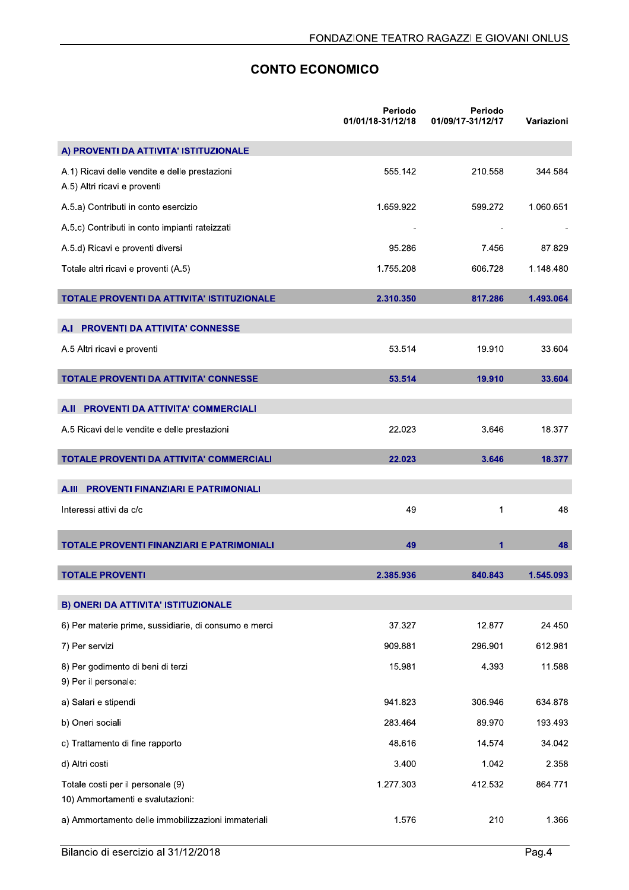## CONTO ECONOMICO

| | Periodo 01/01/18-31/12/18 | Periodo 01/09/17-31/12/17 | Variazioni |
|---|---|---|---|
| **A) PROVENTI DA ATTIVITA' ISTITUZIONALE** | | | |
| A.1) Ricavi delle vendite e delle prestazioni | 555.142 | 210.558 | 344.584 |
| A.5) Altri ricavi e proventi | | | |
| A.5.a) Contributi in conto esercizio | 1.659.922 | 599.272 | 1.060.651 |
| A.5.c) Contributi in conto impianti rateizzati | - | - | - |
| A.5.d) Ricavi e proventi diversi | 95.286 | 7.456 | 87.829 |
| Totale altri ricavi e proventi (A.5) | 1.755.208 | 606.728 | 1.148.480 |
| **TOTALE PROVENTI DA ATTIVITA' ISTITUZIONALE** | **2.310.350** | **817.286** | **1.493.064** |
| **A.I PROVENTI DA ATTIVITA' CONNESSE** | | | |
| A.5 Altri ricavi e proventi | 53.514 | 19.910 | 33.604 |
| **TOTALE PROVENTI DA ATTIVITA' CONNESSE** | **53.514** | **19.910** | **33.604** |
| **A.II PROVENTI DA ATTIVITA' COMMERCIALI** | | | |
| A.5 Ricavi delle vendite e delle prestazioni | 22.023 | 3.646 | 18.377 |
| **TOTALE PROVENTI DA ATTIVITA' COMMERCIALI** | **22.023** | **3.646** | **18.377** |
| **A.III PROVENTI FINANZIARI E PATRIMONIALI** | | | |
| Interessi attivi da c/c | 49 | 1 | 48 |
| **TOTALE PROVENTI FINANZIARI E PATRIMONIALI** | **49** | **1** | **48** |
| **TOTALE PROVENTI** | **2.385.936** | **840.843** | **1.545.093** |
| **B) ONERI DA ATTIVITA' ISTITUZIONALE** | | | |
| 6) Per materie prime, sussidiarie, di consumo e merci | 37.327 | 12.877 | 24.450 |
| 7) Per servizi | 909.881 | 296.901 | 612.981 |
| 8) Per godimento di beni di terzi | 15.981 | 4.393 | 11.588 |
| 9) Per il personale: | | | |
| a) Salari e stipendi | 941.823 | 306.946 | 634.878 |
| b) Oneri sociali | 283.464 | 89.970 | 193.493 |
| c) Trattamento di fine rapporto | 48.616 | 14.574 | 34.042 |
| d) Altri costi | 3.400 | 1.042 | 2.358 |
| Totale costi per il personale (9) | 1.277.303 | 412.532 | 864.771 |
| 10) Ammortamenti e svalutazioni: | | | |
| a) Ammortamento delle immobilizzazioni immateriali | 1.576 | 210 | 1.366 |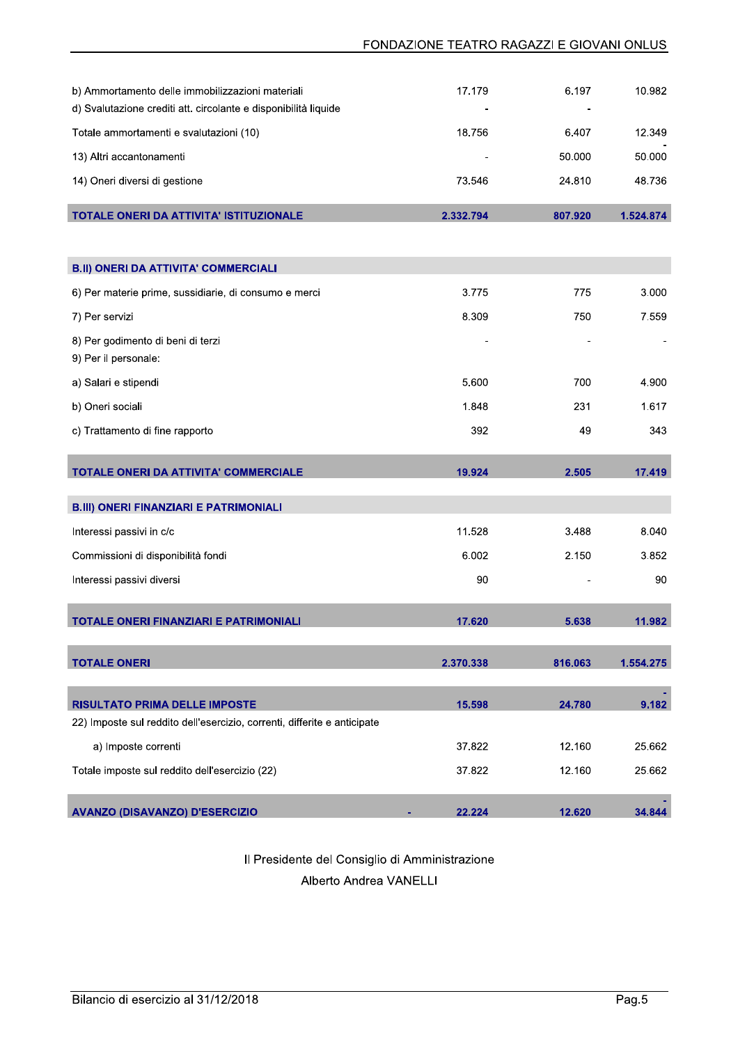| | | | |
|---|---|---|---|
| b) Ammortamento delle immobilizzazioni materiali | 17.179 | 6.197 | 10.982 |
| d) Svalutazione crediti att. circolante e disponibilità liquide | - | - | |
| Totale ammortamenti e svalutazioni (10) | 18.756 | 6.407 | 12.349 |
| 13) Altri accantonamenti | - | 50.000 | - 50.000 |
| 14) Oneri diversi di gestione | 73.546 | 24.810 | 48.736 |
| **TOTALE ONERI DA ATTIVITA' ISTITUZIONALE** | **2.332.794** | **807.920** | **1.524.874** |
| **B.II) ONERI DA ATTIVITA' COMMERCIALI** | | | |
| 6) Per materie prime, sussidiarie, di consumo e merci | 3.775 | 775 | 3.000 |
| 7) Per servizi | 8.309 | 750 | 7.559 |
| 8) Per godimento di beni di terzi | - | - | - |
| 9) Per il personale: | | | |
| a) Salari e stipendi | 5.600 | 700 | 4.900 |
| b) Oneri sociali | 1.848 | 231 | 1.617 |
| c) Trattamento di fine rapporto | 392 | 49 | 343 |
| **TOTALE ONERI DA ATTIVITA' COMMERCIALE** | **19.924** | **2.505** | **17.419** |
| **B.III) ONERI FINANZIARI E PATRIMONIALI** | | | |
| Interessi passivi in c/c | 11.528 | 3.488 | 8.040 |
| Commissioni di disponibilità fondi | 6.002 | 2.150 | 3.852 |
| Interessi passivi diversi | 90 | - | 90 |
| **TOTALE ONERI FINANZIARI E PATRIMONIALI** | **17.620** | **5.638** | **11.982** |
| **TOTALE ONERI** | **2.370.338** | **816.063** | **1.554.275** |
| **RISULTATO PRIMA DELLE IMPOSTE** | **15.598** | **24.780** | **- 9.182** |
| 22) Imposte sul reddito dell'esercizio, correnti, differite e anticipate | | | |
| a) Imposte correnti | 37.822 | 12.160 | 25.662 |
| Totale imposte sul reddito dell'esercizio (22) | 37.822 | 12.160 | 25.662 |
| **AVANZO (DISAVANZO) D'ESERCIZIO** | **- 22.224** | **12.620** | **- 34.844** |

Il Presidente del Consiglio di Amministrazione

Alberto Andrea VANELLI